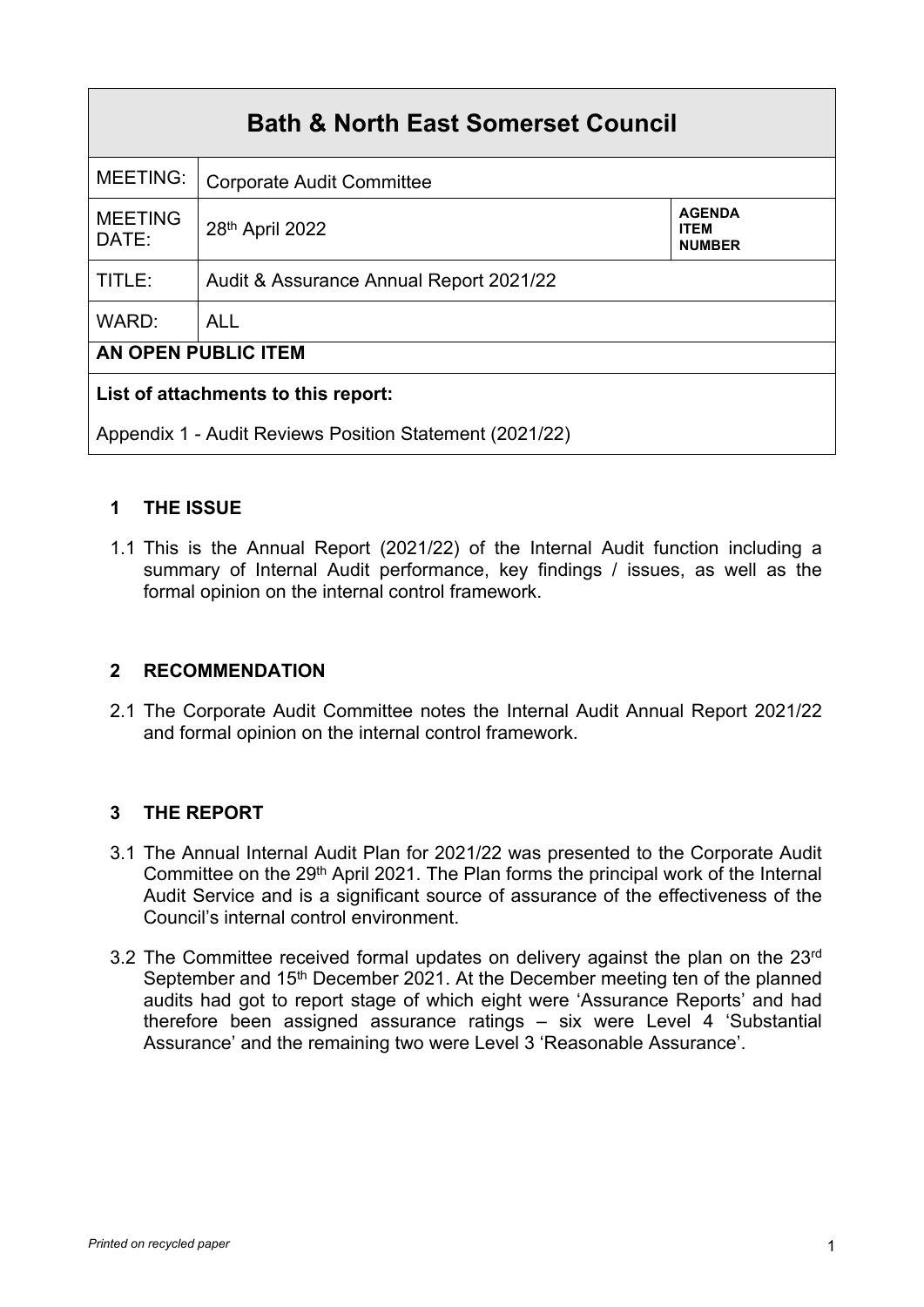| Bath & North East Somerset Council | | |
|---|---|---|
| MEETING: | Corporate Audit Committee | |
| MEETING DATE: | 28th April 2022 | **AGENDA ITEM NUMBER** |
| TITLE: | Audit & Assurance Annual Report 2021/22 | |
| WARD: | ALL | |
| **AN OPEN PUBLIC ITEM** | | |
| **List of attachments to this report:** Appendix 1 - Audit Reviews Position Statement (2021/22) | | |

## 1 THE ISSUE

1.1 This is the Annual Report (2021/22) of the Internal Audit function including a summary of Internal Audit performance, key findings / issues, as well as the formal opinion on the internal control framework.

## 2 RECOMMENDATION

2.1 The Corporate Audit Committee notes the Internal Audit Annual Report 2021/22 and formal opinion on the internal control framework.

## 3 THE REPORT

3.1 The Annual Internal Audit Plan for 2021/22 was presented to the Corporate Audit Committee on the 29th April 2021. The Plan forms the principal work of the Internal Audit Service and is a significant source of assurance of the effectiveness of the Council's internal control environment.

3.2 The Committee received formal updates on delivery against the plan on the 23rd September and 15th December 2021. At the December meeting ten of the planned audits had got to report stage of which eight were 'Assurance Reports' and had therefore been assigned assurance ratings – six were Level 4 'Substantial Assurance' and the remaining two were Level 3 'Reasonable Assurance'.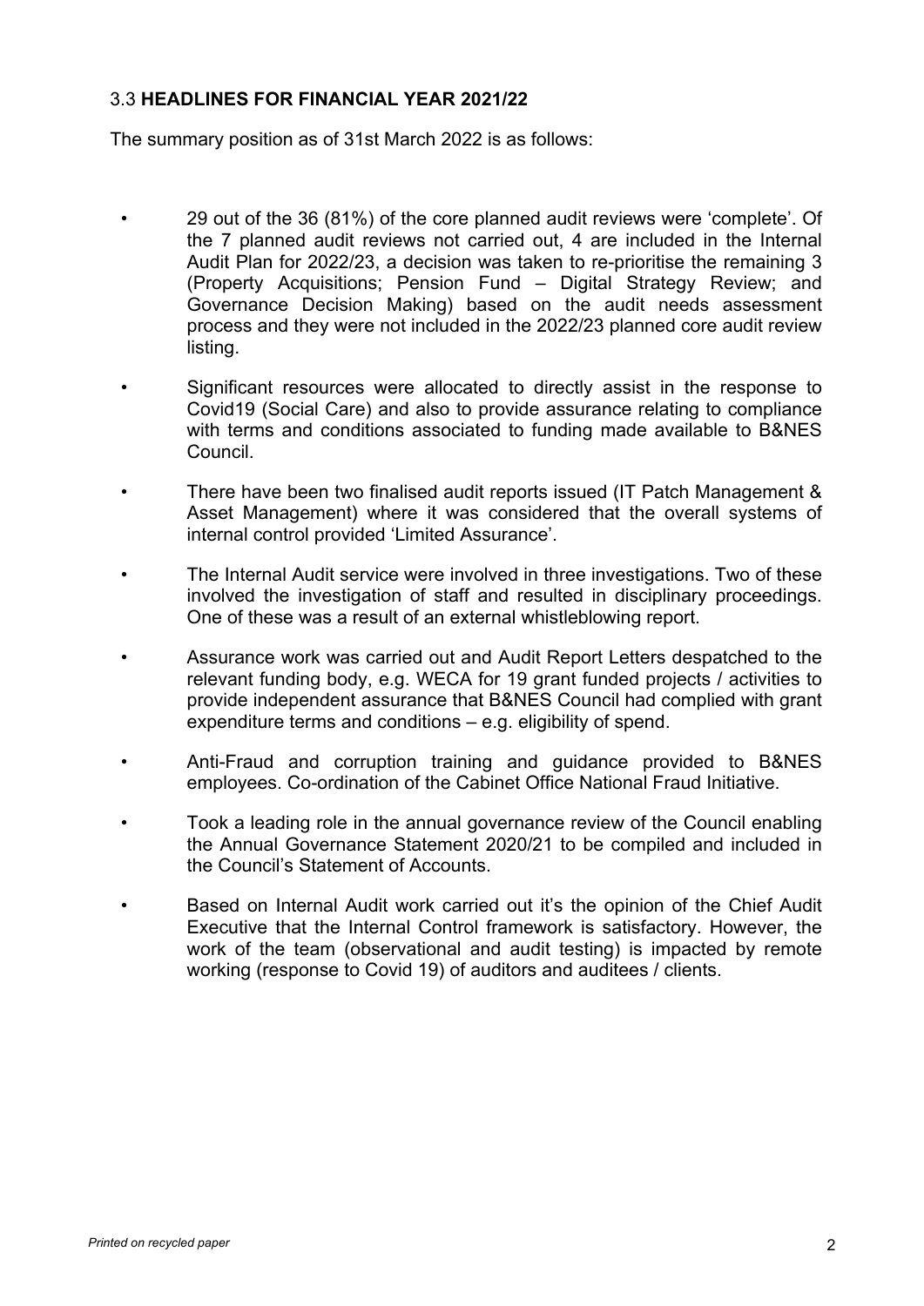### 3.3 **HEADLINES FOR FINANCIAL YEAR 2021/22**

The summary position as of 31st March 2022 is as follows:

- 29 out of the 36 (81%) of the core planned audit reviews were 'complete'. Of the 7 planned audit reviews not carried out, 4 are included in the Internal Audit Plan for 2022/23, a decision was taken to re-prioritise the remaining 3 (Property Acquisitions; Pension Fund – Digital Strategy Review; and Governance Decision Making) based on the audit needs assessment process and they were not included in the 2022/23 planned core audit review listing.
- Significant resources were allocated to directly assist in the response to Covid19 (Social Care) and also to provide assurance relating to compliance with terms and conditions associated to funding made available to B&NES Council.
- There have been two finalised audit reports issued (IT Patch Management & Asset Management) where it was considered that the overall systems of internal control provided 'Limited Assurance'.
- The Internal Audit service were involved in three investigations. Two of these involved the investigation of staff and resulted in disciplinary proceedings. One of these was a result of an external whistleblowing report.
- Assurance work was carried out and Audit Report Letters despatched to the relevant funding body, e.g. WECA for 19 grant funded projects / activities to provide independent assurance that B&NES Council had complied with grant expenditure terms and conditions – e.g. eligibility of spend.
- Anti-Fraud and corruption training and guidance provided to B&NES employees. Co-ordination of the Cabinet Office National Fraud Initiative.
- Took a leading role in the annual governance review of the Council enabling the Annual Governance Statement 2020/21 to be compiled and included in the Council's Statement of Accounts.
- Based on Internal Audit work carried out it's the opinion of the Chief Audit Executive that the Internal Control framework is satisfactory. However, the work of the team (observational and audit testing) is impacted by remote working (response to Covid 19) of auditors and auditees / clients.

*Printed on recycled paper*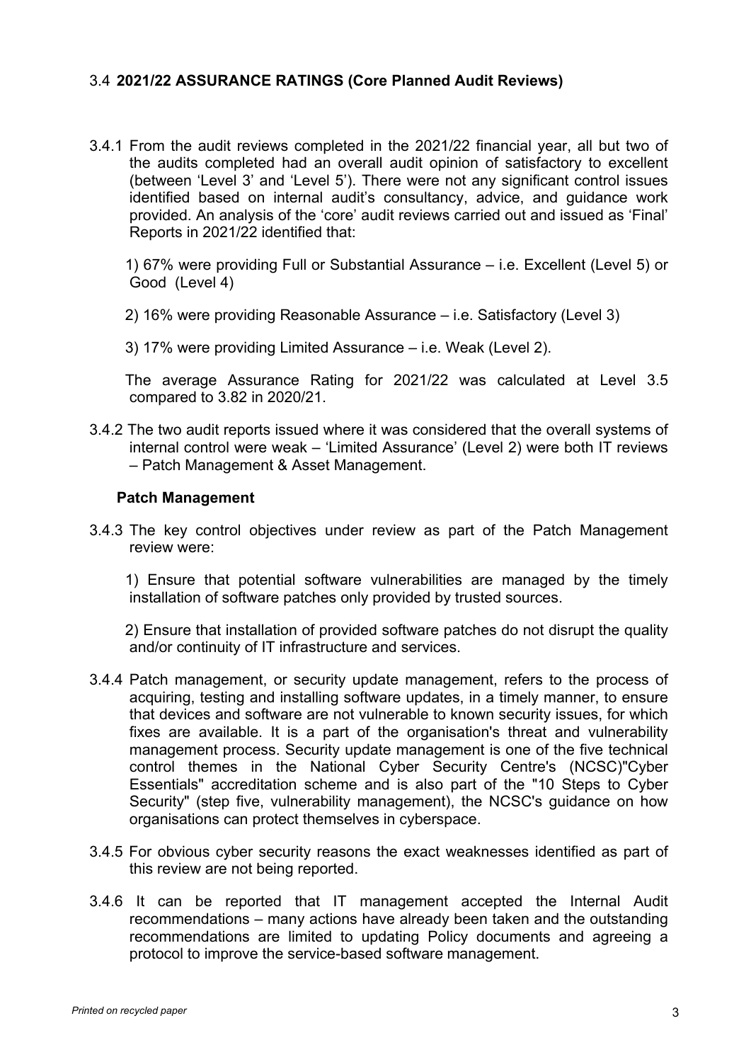### 3.4 **2021/22 ASSURANCE RATINGS (Core Planned Audit Reviews)**

3.4.1 From the audit reviews completed in the 2021/22 financial year, all but two of the audits completed had an overall audit opinion of satisfactory to excellent (between 'Level 3' and 'Level 5'). There were not any significant control issues identified based on internal audit's consultancy, advice, and guidance work provided. An analysis of the 'core' audit reviews carried out and issued as 'Final' Reports in 2021/22 identified that:

1) 67% were providing Full or Substantial Assurance – i.e. Excellent (Level 5) or Good (Level 4)

2) 16% were providing Reasonable Assurance – i.e. Satisfactory (Level 3)

3) 17% were providing Limited Assurance – i.e. Weak (Level 2).

The average Assurance Rating for 2021/22 was calculated at Level 3.5 compared to 3.82 in 2020/21.

3.4.2 The two audit reports issued where it was considered that the overall systems of internal control were weak – 'Limited Assurance' (Level 2) were both IT reviews – Patch Management & Asset Management.

**Patch Management**

3.4.3 The key control objectives under review as part of the Patch Management review were:

1) Ensure that potential software vulnerabilities are managed by the timely installation of software patches only provided by trusted sources.

2) Ensure that installation of provided software patches do not disrupt the quality and/or continuity of IT infrastructure and services.

3.4.4 Patch management, or security update management, refers to the process of acquiring, testing and installing software updates, in a timely manner, to ensure that devices and software are not vulnerable to known security issues, for which fixes are available. It is a part of the organisation's threat and vulnerability management process. Security update management is one of the five technical control themes in the National Cyber Security Centre's (NCSC)"Cyber Essentials" accreditation scheme and is also part of the "10 Steps to Cyber Security" (step five, vulnerability management), the NCSC's guidance on how organisations can protect themselves in cyberspace.

3.4.5 For obvious cyber security reasons the exact weaknesses identified as part of this review are not being reported.

3.4.6 It can be reported that IT management accepted the Internal Audit recommendations – many actions have already been taken and the outstanding recommendations are limited to updating Policy documents and agreeing a protocol to improve the service-based software management.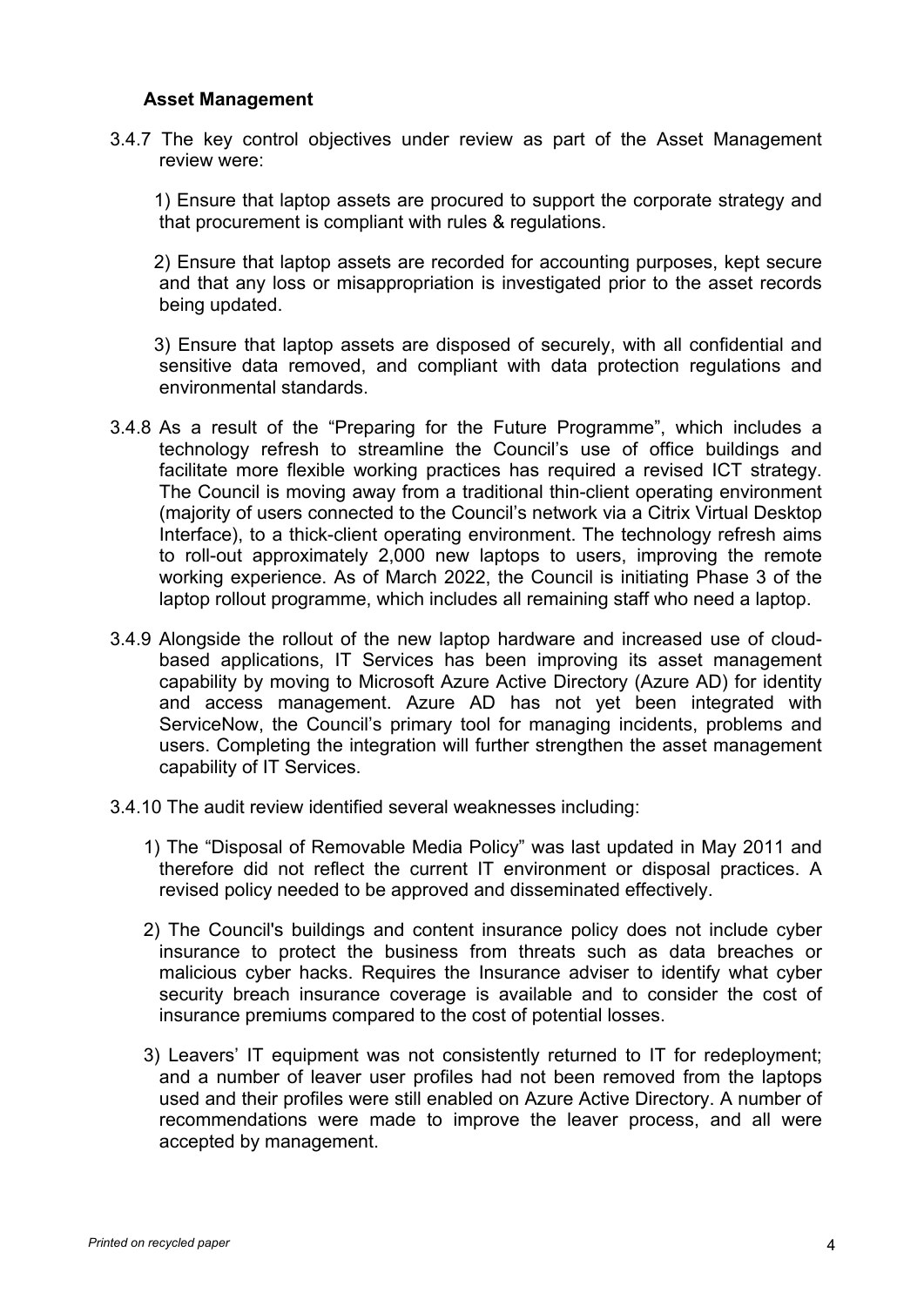### Asset Management

3.4.7 The key control objectives under review as part of the Asset Management review were:

1) Ensure that laptop assets are procured to support the corporate strategy and that procurement is compliant with rules & regulations.

2) Ensure that laptop assets are recorded for accounting purposes, kept secure and that any loss or misappropriation is investigated prior to the asset records being updated.

3) Ensure that laptop assets are disposed of securely, with all confidential and sensitive data removed, and compliant with data protection regulations and environmental standards.

3.4.8 As a result of the "Preparing for the Future Programme", which includes a technology refresh to streamline the Council's use of office buildings and facilitate more flexible working practices has required a revised ICT strategy. The Council is moving away from a traditional thin-client operating environment (majority of users connected to the Council's network via a Citrix Virtual Desktop Interface), to a thick-client operating environment. The technology refresh aims to roll-out approximately 2,000 new laptops to users, improving the remote working experience. As of March 2022, the Council is initiating Phase 3 of the laptop rollout programme, which includes all remaining staff who need a laptop.

3.4.9 Alongside the rollout of the new laptop hardware and increased use of cloud-based applications, IT Services has been improving its asset management capability by moving to Microsoft Azure Active Directory (Azure AD) for identity and access management. Azure AD has not yet been integrated with ServiceNow, the Council's primary tool for managing incidents, problems and users. Completing the integration will further strengthen the asset management capability of IT Services.

3.4.10 The audit review identified several weaknesses including:

1) The "Disposal of Removable Media Policy" was last updated in May 2011 and therefore did not reflect the current IT environment or disposal practices. A revised policy needed to be approved and disseminated effectively.

2) The Council's buildings and content insurance policy does not include cyber insurance to protect the business from threats such as data breaches or malicious cyber hacks. Requires the Insurance adviser to identify what cyber security breach insurance coverage is available and to consider the cost of insurance premiums compared to the cost of potential losses.

3) Leavers' IT equipment was not consistently returned to IT for redeployment; and a number of leaver user profiles had not been removed from the laptops used and their profiles were still enabled on Azure Active Directory. A number of recommendations were made to improve the leaver process, and all were accepted by management.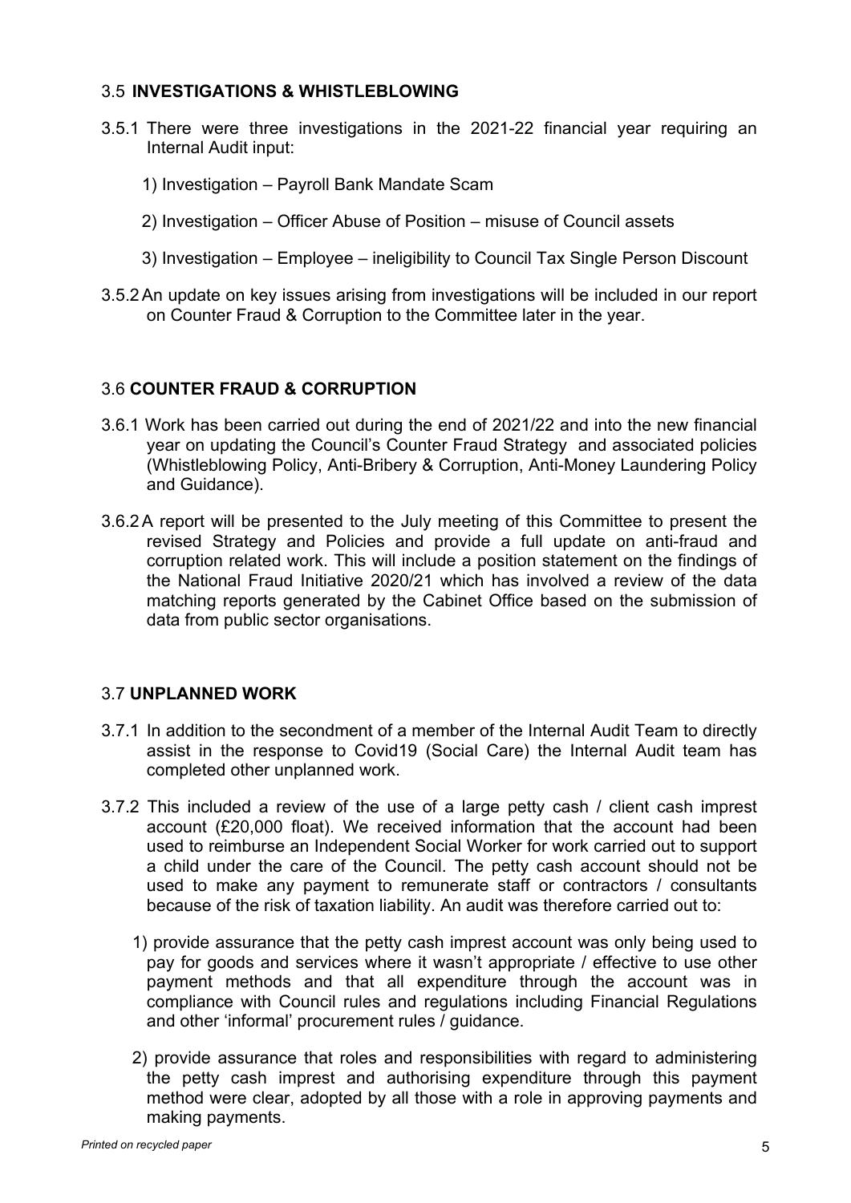### 3.5 **INVESTIGATIONS & WHISTLEBLOWING**

3.5.1 There were three investigations in the 2021-22 financial year requiring an Internal Audit input:

1) Investigation – Payroll Bank Mandate Scam

2) Investigation – Officer Abuse of Position – misuse of Council assets

3) Investigation – Employee – ineligibility to Council Tax Single Person Discount

3.5.2 An update on key issues arising from investigations will be included in our report on Counter Fraud & Corruption to the Committee later in the year.

### 3.6 **COUNTER FRAUD & CORRUPTION**

3.6.1 Work has been carried out during the end of 2021/22 and into the new financial year on updating the Council's Counter Fraud Strategy and associated policies (Whistleblowing Policy, Anti-Bribery & Corruption, Anti-Money Laundering Policy and Guidance).

3.6.2 A report will be presented to the July meeting of this Committee to present the revised Strategy and Policies and provide a full update on anti-fraud and corruption related work. This will include a position statement on the findings of the National Fraud Initiative 2020/21 which has involved a review of the data matching reports generated by the Cabinet Office based on the submission of data from public sector organisations.

### 3.7 **UNPLANNED WORK**

3.7.1 In addition to the secondment of a member of the Internal Audit Team to directly assist in the response to Covid19 (Social Care) the Internal Audit team has completed other unplanned work.

3.7.2 This included a review of the use of a large petty cash / client cash imprest account (£20,000 float). We received information that the account had been used to reimburse an Independent Social Worker for work carried out to support a child under the care of the Council. The petty cash account should not be used to make any payment to remunerate staff or contractors / consultants because of the risk of taxation liability. An audit was therefore carried out to:

1) provide assurance that the petty cash imprest account was only being used to pay for goods and services where it wasn't appropriate / effective to use other payment methods and that all expenditure through the account was in compliance with Council rules and regulations including Financial Regulations and other 'informal' procurement rules / guidance.

2) provide assurance that roles and responsibilities with regard to administering the petty cash imprest and authorising expenditure through this payment method were clear, adopted by all those with a role in approving payments and making payments.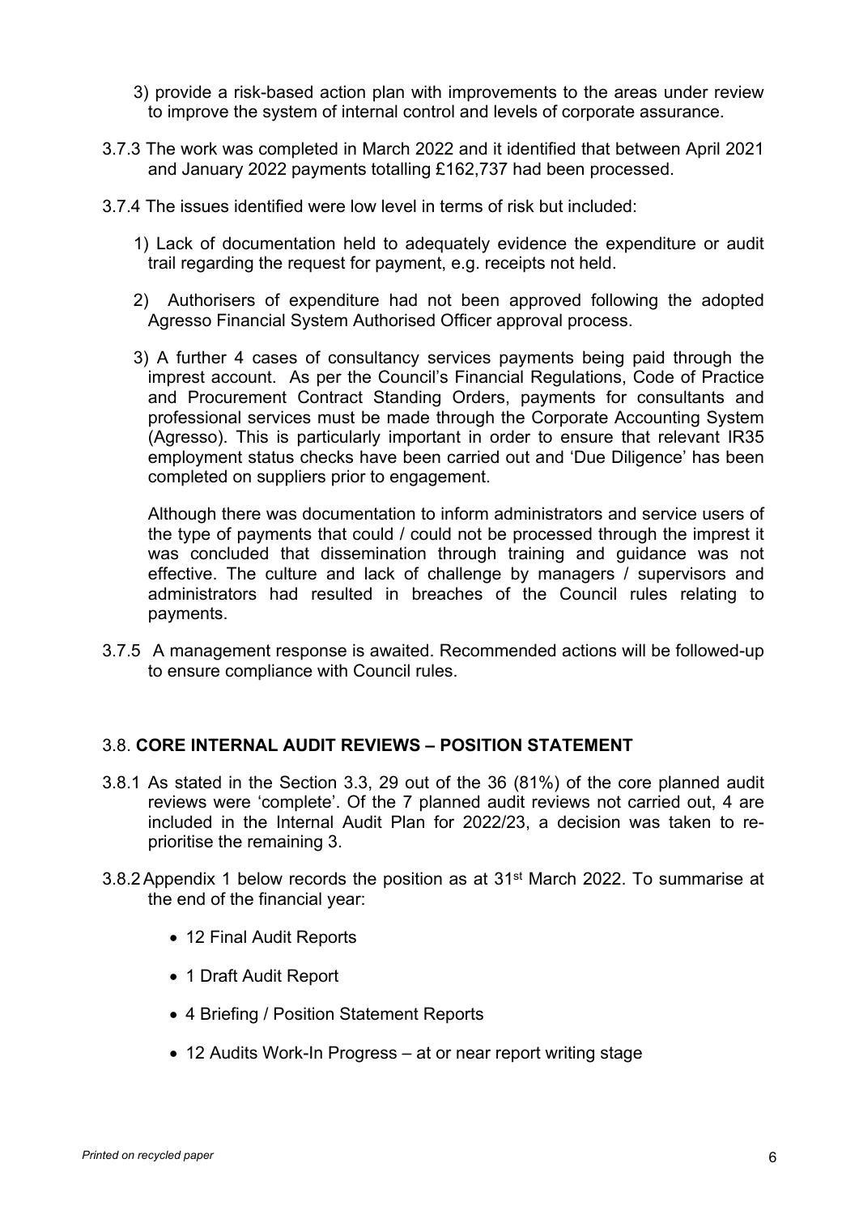3) provide a risk-based action plan with improvements to the areas under review to improve the system of internal control and levels of corporate assurance.

3.7.3 The work was completed in March 2022 and it identified that between April 2021 and January 2022 payments totalling £162,737 had been processed.

3.7.4 The issues identified were low level in terms of risk but included:

1) Lack of documentation held to adequately evidence the expenditure or audit trail regarding the request for payment, e.g. receipts not held.

2) Authorisers of expenditure had not been approved following the adopted Agresso Financial System Authorised Officer approval process.

3) A further 4 cases of consultancy services payments being paid through the imprest account. As per the Council's Financial Regulations, Code of Practice and Procurement Contract Standing Orders, payments for consultants and professional services must be made through the Corporate Accounting System (Agresso). This is particularly important in order to ensure that relevant IR35 employment status checks have been carried out and 'Due Diligence' has been completed on suppliers prior to engagement.

Although there was documentation to inform administrators and service users of the type of payments that could / could not be processed through the imprest it was concluded that dissemination through training and guidance was not effective. The culture and lack of challenge by managers / supervisors and administrators had resulted in breaches of the Council rules relating to payments.

3.7.5 A management response is awaited. Recommended actions will be followed-up to ensure compliance with Council rules.

### 3.8. **CORE INTERNAL AUDIT REVIEWS – POSITION STATEMENT**

3.8.1 As stated in the Section 3.3, 29 out of the 36 (81%) of the core planned audit reviews were 'complete'. Of the 7 planned audit reviews not carried out, 4 are included in the Internal Audit Plan for 2022/23, a decision was taken to re-prioritise the remaining 3.

3.8.2 Appendix 1 below records the position as at 31st March 2022. To summarise at the end of the financial year:

- 12 Final Audit Reports
- 1 Draft Audit Report
- 4 Briefing / Position Statement Reports
- 12 Audits Work-In Progress – at or near report writing stage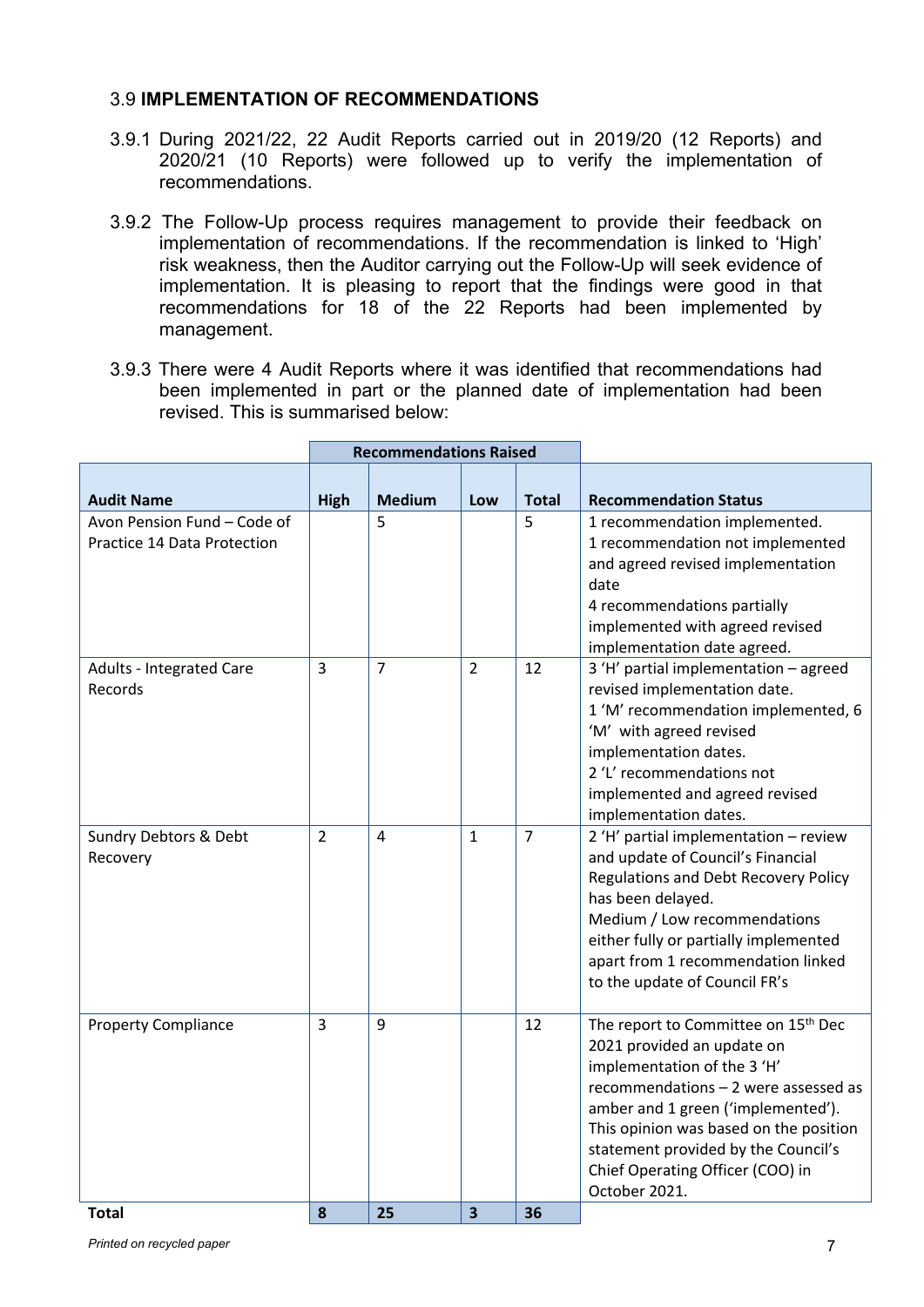### 3.9 **IMPLEMENTATION OF RECOMMENDATIONS**

3.9.1 During 2021/22, 22 Audit Reports carried out in 2019/20 (12 Reports) and 2020/21 (10 Reports) were followed up to verify the implementation of recommendations.

3.9.2 The Follow-Up process requires management to provide their feedback on implementation of recommendations. If the recommendation is linked to 'High' risk weakness, then the Auditor carrying out the Follow-Up will seek evidence of implementation. It is pleasing to report that the findings were good in that recommendations for 18 of the 22 Reports had been implemented by management.

3.9.3 There were 4 Audit Reports where it was identified that recommendations had been implemented in part or the planned date of implementation had been revised. This is summarised below:

| | Recommendations Raised | | | | |
|---|---|---|---|---|---|
| **Audit Name** | **High** | **Medium** | **Low** | **Total** | **Recommendation Status** |
| Avon Pension Fund – Code of Practice 14 Data Protection | | 5 | | 5 | 1 recommendation implemented. 1 recommendation not implemented and agreed revised implementation date 4 recommendations partially implemented with agreed revised implementation date agreed. |
| Adults - Integrated Care Records | 3 | 7 | 2 | 12 | 3 'H' partial implementation – agreed revised implementation date. 1 'M' recommendation implemented, 6 'M' with agreed revised implementation dates. 2 'L' recommendations not implemented and agreed revised implementation dates. |
| Sundry Debtors & Debt Recovery | 2 | 4 | 1 | 7 | 2 'H' partial implementation – review and update of Council's Financial Regulations and Debt Recovery Policy has been delayed. Medium / Low recommendations either fully or partially implemented apart from 1 recommendation linked to the update of Council FR's |
| Property Compliance | 3 | 9 | | 12 | The report to Committee on 15th Dec 2021 provided an update on implementation of the 3 'H' recommendations – 2 were assessed as amber and 1 green ('implemented'). This opinion was based on the position statement provided by the Council's Chief Operating Officer (COO) in October 2021. |
| **Total** | **8** | **25** | **3** | **36** | |

*Printed on recycled paper*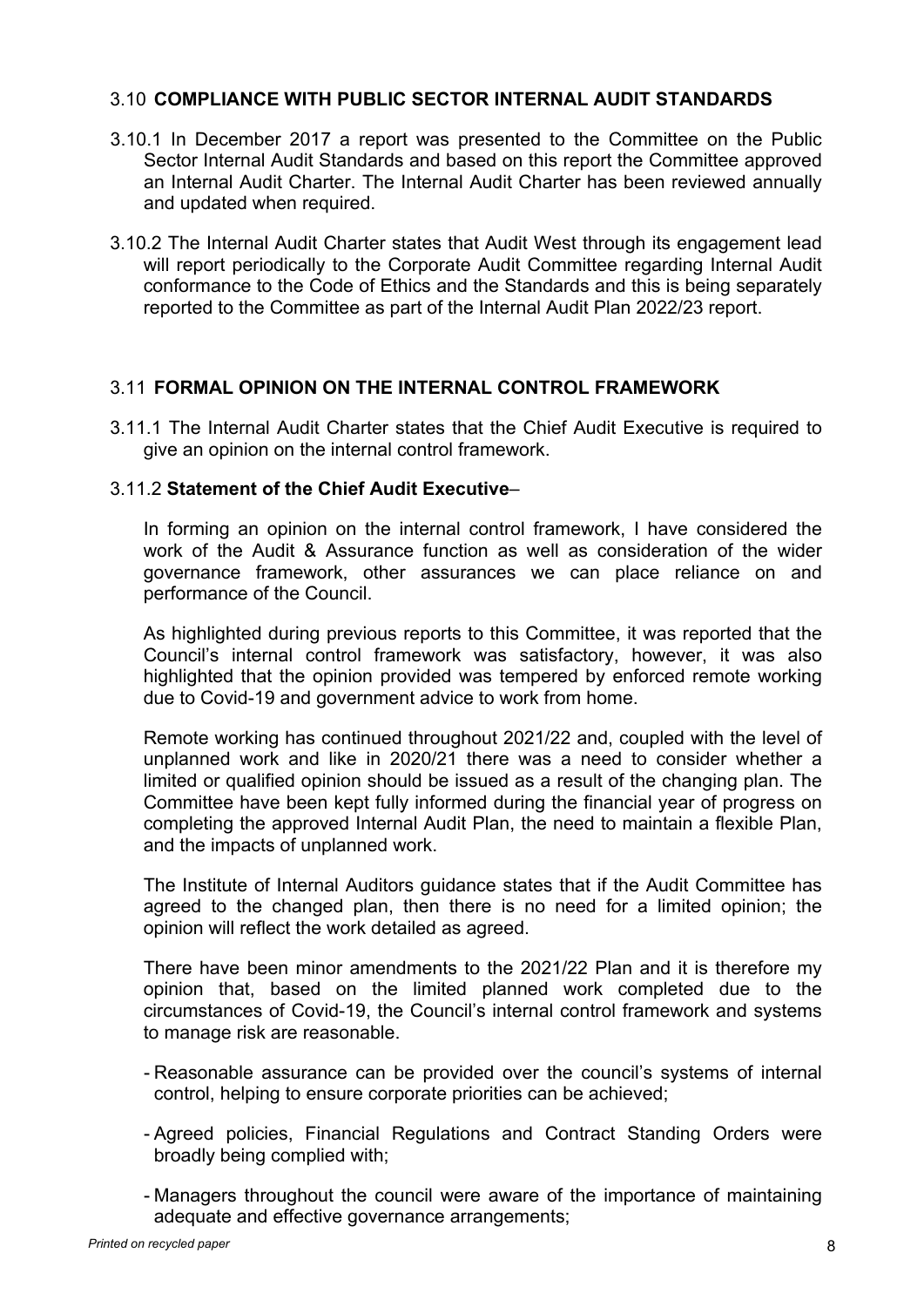## 3.10 COMPLIANCE WITH PUBLIC SECTOR INTERNAL AUDIT STANDARDS

3.10.1 In December 2017 a report was presented to the Committee on the Public Sector Internal Audit Standards and based on this report the Committee approved an Internal Audit Charter. The Internal Audit Charter has been reviewed annually and updated when required.

3.10.2 The Internal Audit Charter states that Audit West through its engagement lead will report periodically to the Corporate Audit Committee regarding Internal Audit conformance to the Code of Ethics and the Standards and this is being separately reported to the Committee as part of the Internal Audit Plan 2022/23 report.

## 3.11 FORMAL OPINION ON THE INTERNAL CONTROL FRAMEWORK

3.11.1 The Internal Audit Charter states that the Chief Audit Executive is required to give an opinion on the internal control framework.

3.11.2 **Statement of the Chief Audit Executive**–

In forming an opinion on the internal control framework, I have considered the work of the Audit & Assurance function as well as consideration of the wider governance framework, other assurances we can place reliance on and performance of the Council.

As highlighted during previous reports to this Committee, it was reported that the Council's internal control framework was satisfactory, however, it was also highlighted that the opinion provided was tempered by enforced remote working due to Covid-19 and government advice to work from home.

Remote working has continued throughout 2021/22 and, coupled with the level of unplanned work and like in 2020/21 there was a need to consider whether a limited or qualified opinion should be issued as a result of the changing plan. The Committee have been kept fully informed during the financial year of progress on completing the approved Internal Audit Plan, the need to maintain a flexible Plan, and the impacts of unplanned work.

The Institute of Internal Auditors guidance states that if the Audit Committee has agreed to the changed plan, then there is no need for a limited opinion; the opinion will reflect the work detailed as agreed.

There have been minor amendments to the 2021/22 Plan and it is therefore my opinion that, based on the limited planned work completed due to the circumstances of Covid-19, the Council's internal control framework and systems to manage risk are reasonable.

- Reasonable assurance can be provided over the council's systems of internal control, helping to ensure corporate priorities can be achieved;
- Agreed policies, Financial Regulations and Contract Standing Orders were broadly being complied with;
- Managers throughout the council were aware of the importance of maintaining adequate and effective governance arrangements;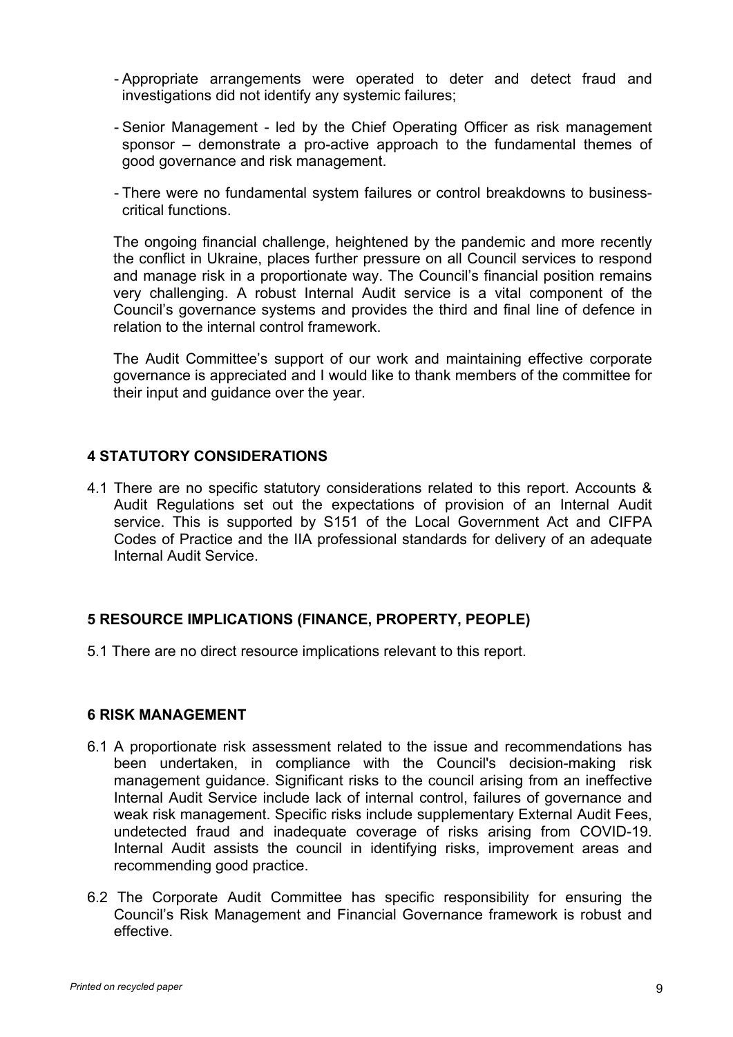- Appropriate arrangements were operated to deter and detect fraud and investigations did not identify any systemic failures;
- Senior Management - led by the Chief Operating Officer as risk management sponsor – demonstrate a pro-active approach to the fundamental themes of good governance and risk management.
- There were no fundamental system failures or control breakdowns to business-critical functions.

The ongoing financial challenge, heightened by the pandemic and more recently the conflict in Ukraine, places further pressure on all Council services to respond and manage risk in a proportionate way. The Council's financial position remains very challenging. A robust Internal Audit service is a vital component of the Council's governance systems and provides the third and final line of defence in relation to the internal control framework.

The Audit Committee's support of our work and maintaining effective corporate governance is appreciated and I would like to thank members of the committee for their input and guidance over the year.

## 4 STATUTORY CONSIDERATIONS

4.1 There are no specific statutory considerations related to this report. Accounts & Audit Regulations set out the expectations of provision of an Internal Audit service. This is supported by S151 of the Local Government Act and CIFPA Codes of Practice and the IIA professional standards for delivery of an adequate Internal Audit Service.

## 5 RESOURCE IMPLICATIONS (FINANCE, PROPERTY, PEOPLE)

5.1 There are no direct resource implications relevant to this report.

## 6 RISK MANAGEMENT

6.1 A proportionate risk assessment related to the issue and recommendations has been undertaken, in compliance with the Council's decision-making risk management guidance. Significant risks to the council arising from an ineffective Internal Audit Service include lack of internal control, failures of governance and weak risk management. Specific risks include supplementary External Audit Fees, undetected fraud and inadequate coverage of risks arising from COVID-19. Internal Audit assists the council in identifying risks, improvement areas and recommending good practice.

6.2 The Corporate Audit Committee has specific responsibility for ensuring the Council's Risk Management and Financial Governance framework is robust and effective.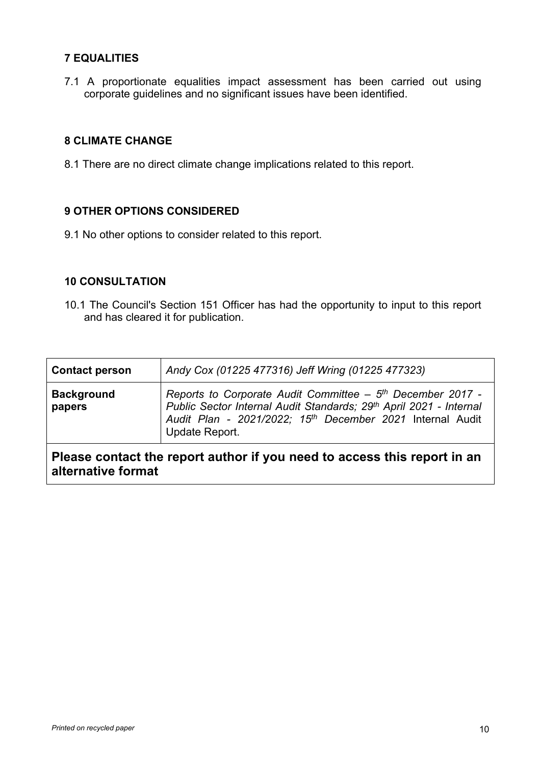## 7 EQUALITIES

7.1 A proportionate equalities impact assessment has been carried out using corporate guidelines and no significant issues have been identified.

## 8 CLIMATE CHANGE

8.1 There are no direct climate change implications related to this report.

## 9 OTHER OPTIONS CONSIDERED

9.1 No other options to consider related to this report.

## 10 CONSULTATION

10.1 The Council's Section 151 Officer has had the opportunity to input to this report and has cleared it for publication.

| **Contact person** | *Andy Cox (01225 477316) Jeff Wring (01225 477323)* |
|---|---|
| **Background papers** | *Reports to Corporate Audit Committee – 5th December 2017 - Public Sector Internal Audit Standards; 29th April 2021 - Internal Audit Plan - 2021/2022; 15th December 2021* Internal Audit Update Report. |
| **Please contact the report author if you need to access this report in an alternative format** | |

*Printed on recycled paper*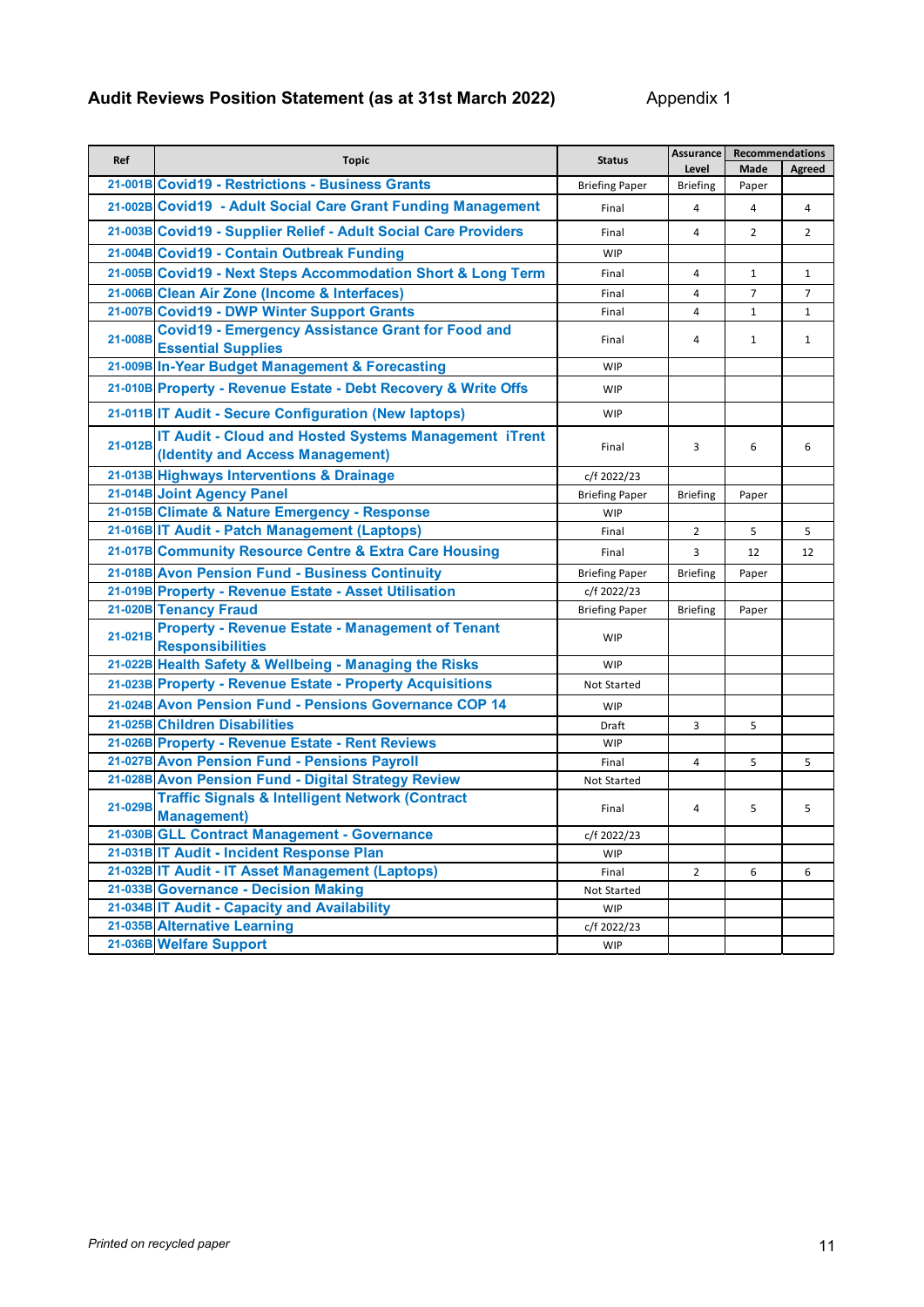**Audit Reviews Position Statement (as at 31st March 2022)** Appendix 1

| Ref | Topic | Status | Assurance Level | Recommendations | |
|---|---|---|---|---|---|
| | | | | Made | Agreed |
| 21-001B | Covid19 - Restrictions - Business Grants | Briefing Paper | Briefing | Paper | |
| 21-002B | Covid19 - Adult Social Care Grant Funding Management | Final | 4 | 4 | 4 |
| 21-003B | Covid19 - Supplier Relief - Adult Social Care Providers | Final | 4 | 2 | 2 |
| 21-004B | Covid19 - Contain Outbreak Funding | WIP | | | |
| 21-005B | Covid19 - Next Steps Accommodation Short & Long Term | Final | 4 | 1 | 1 |
| 21-006B | Clean Air Zone (Income & Interfaces) | Final | 4 | 7 | 7 |
| 21-007B | Covid19 - DWP Winter Support Grants | Final | 4 | 1 | 1 |
| 21-008B | Covid19 - Emergency Assistance Grant for Food and Essential Supplies | Final | 4 | 1 | 1 |
| 21-009B | In-Year Budget Management & Forecasting | WIP | | | |
| 21-010B | Property - Revenue Estate - Debt Recovery & Write Offs | WIP | | | |
| 21-011B | IT Audit - Secure Configuration (New laptops) | WIP | | | |
| 21-012B | IT Audit - Cloud and Hosted Systems Management iTrent (Identity and Access Management) | Final | 3 | 6 | 6 |
| 21-013B | Highways Interventions & Drainage | c/f 2022/23 | | | |
| 21-014B | Joint Agency Panel | Briefing Paper | Briefing | Paper | |
| 21-015B | Climate & Nature Emergency - Response | WIP | | | |
| 21-016B | IT Audit - Patch Management (Laptops) | Final | 2 | 5 | 5 |
| 21-017B | Community Resource Centre & Extra Care Housing | Final | 3 | 12 | 12 |
| 21-018B | Avon Pension Fund - Business Continuity | Briefing Paper | Briefing | Paper | |
| 21-019B | Property - Revenue Estate - Asset Utilisation | c/f 2022/23 | | | |
| 21-020B | Tenancy Fraud | Briefing Paper | Briefing | Paper | |
| 21-021B | Property - Revenue Estate - Management of Tenant Responsibilities | WIP | | | |
| 21-022B | Health Safety & Wellbeing - Managing the Risks | WIP | | | |
| 21-023B | Property - Revenue Estate - Property Acquisitions | Not Started | | | |
| 21-024B | Avon Pension Fund - Pensions Governance COP 14 | WIP | | | |
| 21-025B | Children Disabilities | Draft | 3 | 5 | |
| 21-026B | Property - Revenue Estate - Rent Reviews | WIP | | | |
| 21-027B | Avon Pension Fund - Pensions Payroll | Final | 4 | 5 | 5 |
| 21-028B | Avon Pension Fund - Digital Strategy Review | Not Started | | | |
| 21-029B | Traffic Signals & Intelligent Network (Contract Management) | Final | 4 | 5 | 5 |
| 21-030B | GLL Contract Management - Governance | c/f 2022/23 | | | |
| 21-031B | IT Audit - Incident Response Plan | WIP | | | |
| 21-032B | IT Audit - IT Asset Management (Laptops) | Final | 2 | 6 | 6 |
| 21-033B | Governance - Decision Making | Not Started | | | |
| 21-034B | IT Audit - Capacity and Availability | WIP | | | |
| 21-035B | Alternative Learning | c/f 2022/23 | | | |
| 21-036B | Welfare Support | WIP | | | |

*Printed on recycled paper*